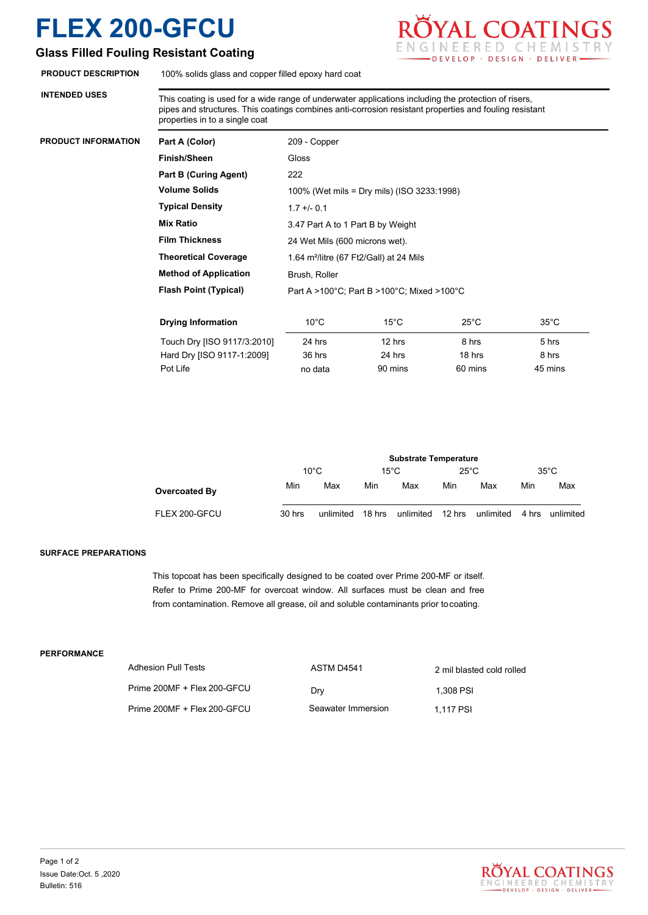# FLEX 200-GFCU

## Glass Filled Fouling Resistant Coating

ROYAL COATINGS
ENGINEERED CHEMISTRY
DEVELOP · DESIGN · DELIVER

**PRODUCT DESCRIPTION**

100% solids glass and copper filled epoxy hard coat

**INTENDED USES**

This coating is used for a wide range of underwater applications including the protection of risers, pipes and structures. This coatings combines anti-corrosion resistant properties and fouling resistant properties in to a single coat

**PRODUCT INFORMATION**

| | |
|---|---|
| **Part A (Color)** | 209 - Copper |
| **Finish/Sheen** | Gloss |
| **Part B (Curing Agent)** | 222 |
| **Volume Solids** | 100% (Wet mils = Dry mils) (ISO 3233:1998) |
| **Typical Density** | 1.7 +/- 0.1 |
| **Mix Ratio** | 3.47 Part A to 1 Part B by Weight |
| **Film Thickness** | 24 Wet Mils (600 microns wet). |
| **Theoretical Coverage** | 1.64 m²/litre (67 Ft2/Gall) at 24 Mils |
| **Method of Application** | Brush, Roller |
| **Flash Point (Typical)** | Part A >100°C; Part B >100°C; Mixed >100°C |

| **Drying Information** | 10°C | 15°C | 25°C | 35°C |
|---|---|---|---|---|
| Touch Dry [ISO 9117/3:2010] | 24 hrs | 12 hrs | 8 hrs | 5 hrs |
| Hard Dry [ISO 9117-1:2009] | 36 hrs | 24 hrs | 18 hrs | 8 hrs |
| Pot Life | no data | 90 mins | 60 mins | 45 mins |

| | **Substrate Temperature** | | | | | | | |
|---|---|---|---|---|---|---|---|---|
| | 10°C | | 15°C | | 25°C | | 35°C | |
| **Overcoated By** | Min | Max | Min | Max | Min | Max | Min | Max |
| FLEX 200-GFCU | 30 hrs | unlimited | 18 hrs | unlimited | 12 hrs | unlimited | 4 hrs | unlimited |

**SURFACE PREPARATIONS**

This topcoat has been specifically designed to be coated over Prime 200-MF or itself. Refer to Prime 200-MF for overcoat window. All surfaces must be clean and free from contamination. Remove all grease, oil and soluble contaminants prior to coating.

**PERFORMANCE**

| Adhesion Pull Tests | ASTM D4541 | 2 mil blasted cold rolled |
|---|---|---|
| Prime 200MF + Flex 200-GFCU | Dry | 1,308 PSI |
| Prime 200MF + Flex 200-GFCU | Seawater Immersion | 1,117 PSI |

Issue Date:Oct. 5 ,2020
Bulletin: 516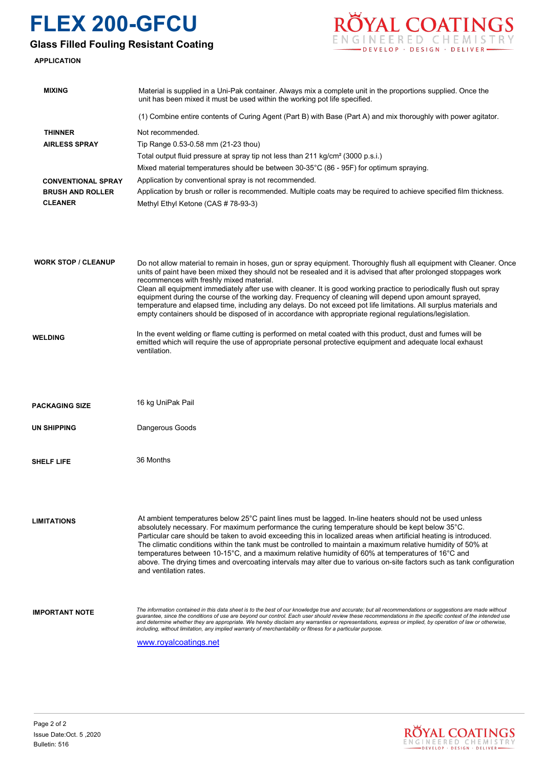# FLEX 200-GFCU

## Glass Filled Fouling Resistant Coating

### APPLICATION

| | |
|---|---|
| **MIXING** | Material is supplied in a Uni-Pak container. Always mix a complete unit in the proportions supplied. Once the unit has been mixed it must be used within the working pot life specified. |
| | (1) Combine entire contents of Curing Agent (Part B) with Base (Part A) and mix thoroughly with power agitator. |
| **THINNER** | Not recommended. |
| **AIRLESS SPRAY** | Tip Range 0.53-0.58 mm (21-23 thou) |
| | Total output fluid pressure at spray tip not less than 211 kg/cm² (3000 p.s.i.) |
| | Mixed material temperatures should be between 30-35°C (86 - 95F) for optimum spraying. |
| **CONVENTIONAL SPRAY** | Application by conventional spray is not recommended. |
| **BRUSH AND ROLLER** | Application by brush or roller is recommended. Multiple coats may be required to achieve specified film thickness. |
| **CLEANER** | Methyl Ethyl Ketone (CAS # 78-93-3) |

**WORK STOP / CLEANUP**

Do not allow material to remain in hoses, gun or spray equipment. Thoroughly flush all equipment with Cleaner. Once units of paint have been mixed they should not be resealed and it is advised that after prolonged stoppages work recommences with freshly mixed material.
Clean all equipment immediately after use with cleaner. It is good working practice to periodically flush out spray equipment during the course of the working day. Frequency of cleaning will depend upon amount sprayed, temperature and elapsed time, including any delays. Do not exceed pot life limitations. All surplus materials and empty containers should be disposed of in accordance with appropriate regional regulations/legislation.

**WELDING**

In the event welding or flame cutting is performed on metal coated with this product, dust and fumes will be emitted which will require the use of appropriate personal protective equipment and adequate local exhaust ventilation.

**PACKAGING SIZE**

16 kg UniPak Pail

**UN SHIPPING**

Dangerous Goods

**SHELF LIFE**

36 Months

**LIMITATIONS**

At ambient temperatures below 25°C paint lines must be lagged. In-line heaters should not be used unless absolutely necessary. For maximum performance the curing temperature should be kept below 35°C. Particular care should be taken to avoid exceeding this in localized areas when artificial heating is introduced. The climatic conditions within the tank must be controlled to maintain a maximum relative humidity of 50% at temperatures between 10-15°C, and a maximum relative humidity of 60% at temperatures of 16°C and above. The drying times and overcoating intervals may alter due to various on-site factors such as tank configuration and ventilation rates.

**IMPORTANT NOTE**

*The information contained in this data sheet is to the best of our knowledge true and accurate; but all recommendations or suggestions are made without guarantee, since the conditions of use are beyond our control. Each user should review these recommendations in the specific context of the intended use and determine whether they are appropriate. We hereby disclaim any warranties or representations, express or implied, by operation of law or otherwise, including, without limitation, any implied warranty of merchantability or fitness for a particular purpose.*

www.royalcoatings.net

Issue Date:Oct. 5 ,2020
Bulletin: 516